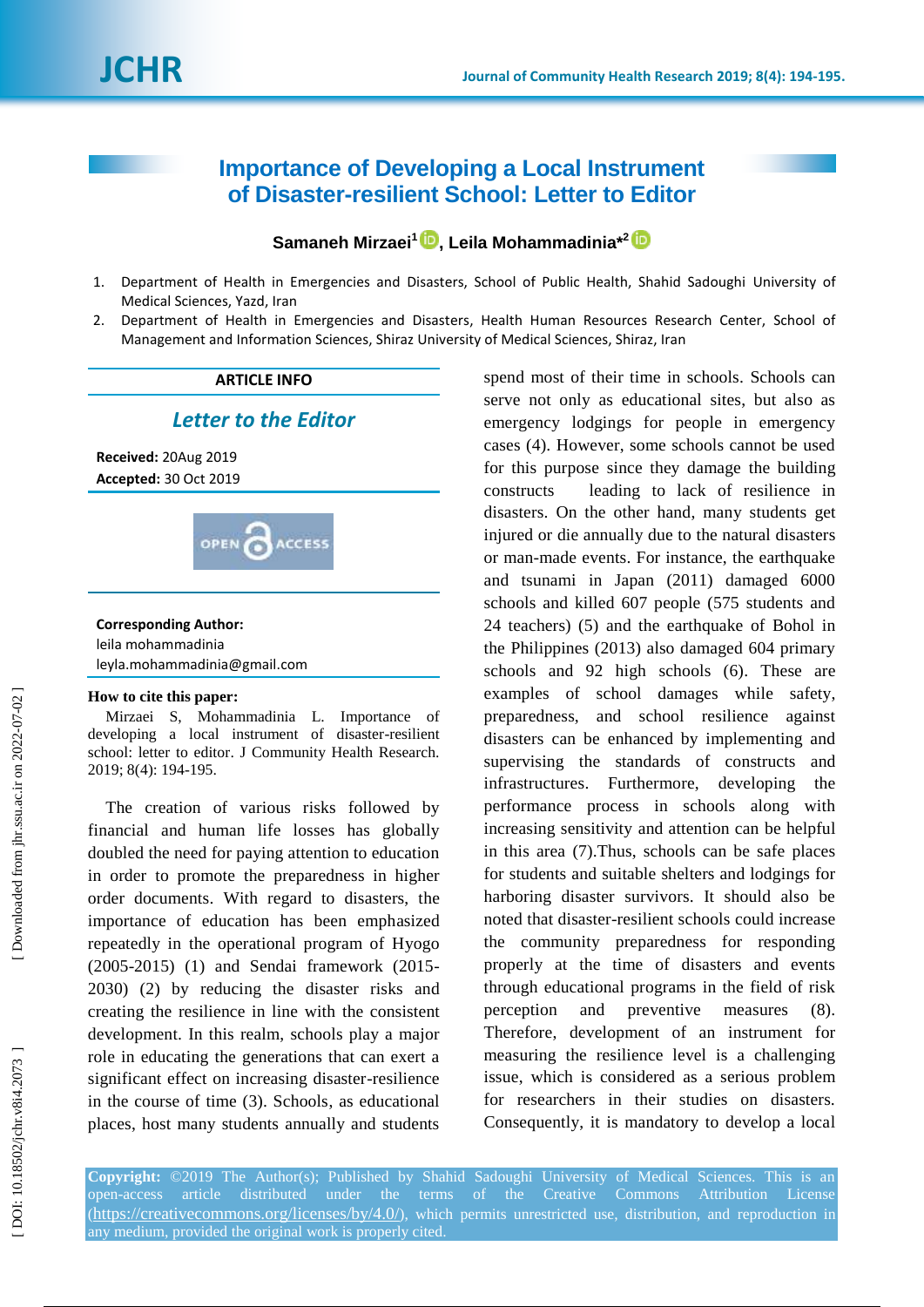# Importance of Developing a Local Instrument of Disaster-resilient School: Letter to Editor

**Samaneh Mirzaei[1], Leila Mohammadinia*[2]**

1. Department of Health in Emergencies and Disasters, School of Public Health, Shahid Sadoughi University of Medical Sciences, Yazd, Iran
2. Department of Health in Emergencies and Disasters, Health Human Resources Research Center, School of Management and Information Sciences, Shiraz University of Medical Sciences, Shiraz, Iran

**ARTICLE INFO**

*Letter to the Editor*

**Received:** 20Aug 2019
**Accepted:** 30 Oct 2019

**Corresponding Author:**
leila mohammadinia
leyla.mohammadinia@gmail.com

**How to cite this paper:**
Mirzaei S, Mohammadinia L. Importance of developing a local instrument of disaster-resilient school: letter to editor. J Community Health Research. 2019; 8(4): 194-195.

The creation of various risks followed by financial and human life losses has globally doubled the need for paying attention to education in order to promote the preparedness in higher order documents. With regard to disasters, the importance of education has been emphasized repeatedly in the operational program of Hyogo (2005-2015) (1) and Sendai framework (2015-2030) (2) by reducing the disaster risks and creating the resilience in line with the consistent development. In this realm, schools play a major role in educating the generations that can exert a significant effect on increasing disaster-resilience in the course of time (3). Schools, as educational places, host many students annually and students spend most of their time in schools. Schools can serve not only as educational sites, but also as emergency lodgings for people in emergency cases (4). However, some schools cannot be used for this purpose since they damage the building constructs leading to lack of resilience in disasters. On the other hand, many students get injured or die annually due to the natural disasters or man-made events. For instance, the earthquake and tsunami in Japan (2011) damaged 6000 schools and killed 607 people (575 students and 24 teachers) (5) and the earthquake of Bohol in the Philippines (2013) also damaged 604 primary schools and 92 high schools (6). These are examples of school damages while safety, preparedness, and school resilience against disasters can be enhanced by implementing and supervising the standards of constructs and infrastructures. Furthermore, developing the performance process in schools along with increasing sensitivity and attention can be helpful in this area (7).Thus, schools can be safe places for students and suitable shelters and lodgings for harboring disaster survivors. It should also be noted that disaster-resilient schools could increase the community preparedness for responding properly at the time of disasters and events through educational programs in the field of risk perception and preventive measures (8). Therefore, development of an instrument for measuring the resilience level is a challenging issue, which is considered as a serious problem for researchers in their studies on disasters. Consequently, it is mandatory to develop a local

**Copyright:** ©2019 The Author(s); Published by Shahid Sadoughi University of Medical Sciences. This is an open-access article distributed under the terms of the Creative Commons Attribution License (https://creativecommons.org/licenses/by/4.0/), which permits unrestricted use, distribution, and reproduction in any medium, provided the original work is properly cited.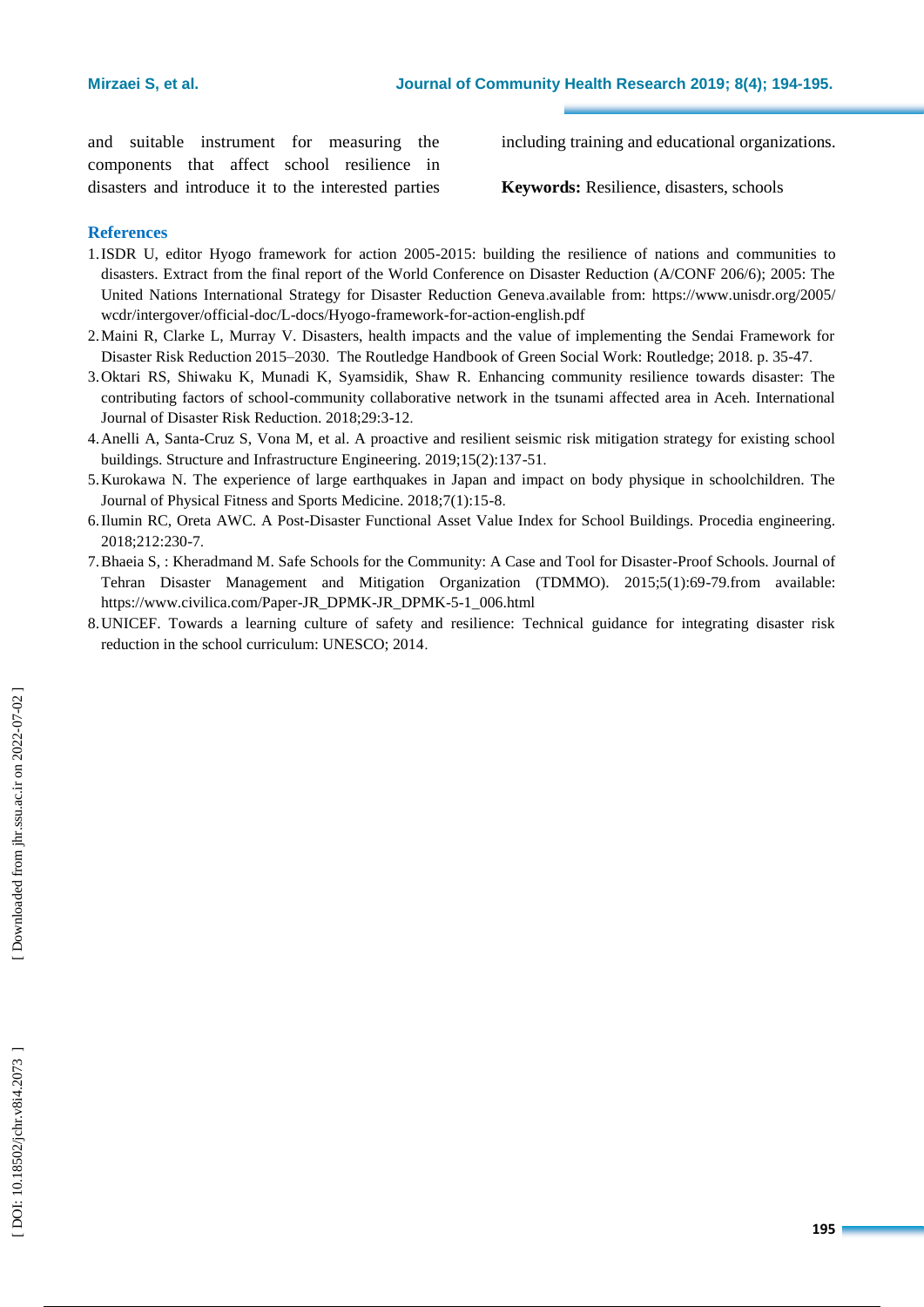and suitable instrument for measuring the components that affect school resilience in disasters and introduce it to the interested parties including training and educational organizations.

**Keywords:** Resilience, disasters, schools

## References

1. ISDR U, editor Hyogo framework for action 2005-2015: building the resilience of nations and communities to disasters. Extract from the final report of the World Conference on Disaster Reduction (A/CONF 206/6); 2005: The United Nations International Strategy for Disaster Reduction Geneva.available from: https://www.unisdr.org/2005/wcdr/intergover/official-doc/L-docs/Hyogo-framework-for-action-english.pdf
2. Maini R, Clarke L, Murray V. Disasters, health impacts and the value of implementing the Sendai Framework for Disaster Risk Reduction 2015–2030. The Routledge Handbook of Green Social Work: Routledge; 2018. p. 35-47.
3. Oktari RS, Shiwaku K, Munadi K, Syamsidik, Shaw R. Enhancing community resilience towards disaster: The contributing factors of school-community collaborative network in the tsunami affected area in Aceh. International Journal of Disaster Risk Reduction. 2018;29:3-12.
4. Anelli A, Santa-Cruz S, Vona M, et al. A proactive and resilient seismic risk mitigation strategy for existing school buildings. Structure and Infrastructure Engineering. 2019;15(2):137-51.
5. Kurokawa N. The experience of large earthquakes in Japan and impact on body physique in schoolchildren. The Journal of Physical Fitness and Sports Medicine. 2018;7(1):15-8.
6. Ilumin RC, Oreta AWC. A Post-Disaster Functional Asset Value Index for School Buildings. Procedia engineering. 2018;212:230-7.
7. Bhaeia S, : Kheradmand M. Safe Schools for the Community: A Case and Tool for Disaster-Proof Schools. Journal of Tehran Disaster Management and Mitigation Organization (TDMMO). 2015;5(1):69-79.from available: https://www.civilica.com/Paper-JR_DPMK-JR_DPMK-5-1_006.html
8. UNICEF. Towards a learning culture of safety and resilience: Technical guidance for integrating disaster risk reduction in the school curriculum: UNESCO; 2014.